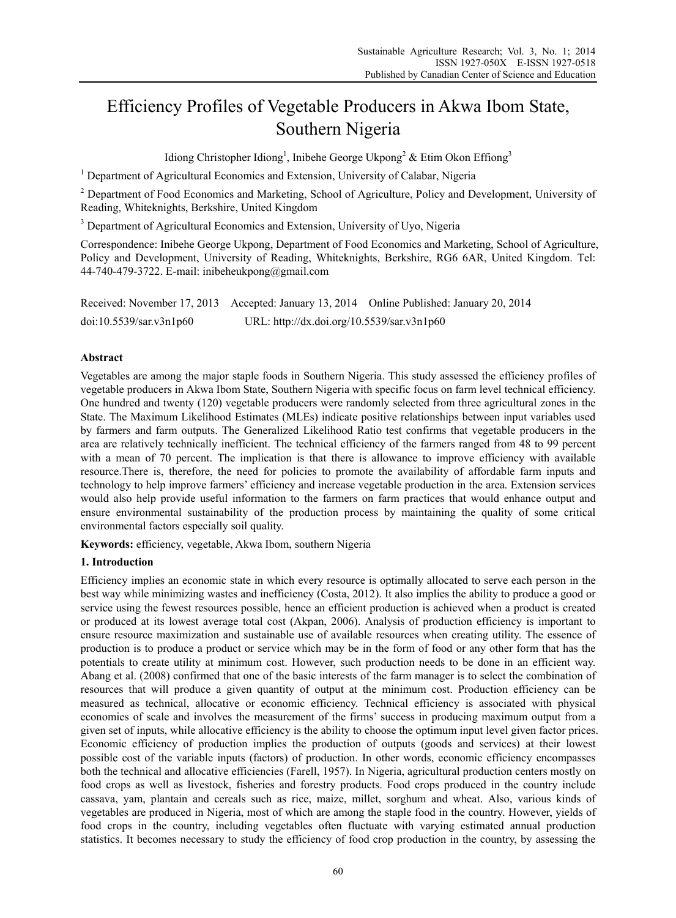# Efficiency Profiles of Vegetable Producers in Akwa Ibom State, Southern Nigeria

Idiong Christopher Idiong[1], Inibehe George Ukpong[2] & Etim Okon Effiong[3]

[1] Department of Agricultural Economics and Extension, University of Calabar, Nigeria

[2] Department of Food Economics and Marketing, School of Agriculture, Policy and Development, University of Reading, Whiteknights, Berkshire, United Kingdom

[3] Department of Agricultural Economics and Extension, University of Uyo, Nigeria

Correspondence: Inibehe George Ukpong, Department of Food Economics and Marketing, School of Agriculture, Policy and Development, University of Reading, Whiteknights, Berkshire, RG6 6AR, United Kingdom. Tel: 44-740-479-3722. E-mail: inibeheukpong@gmail.com

Received: November 17, 2013 Accepted: January 13, 2014 Online Published: January 20, 2014

doi:10.5539/sar.v3n1p60 URL: http://dx.doi.org/10.5539/sar.v3n1p60

## Abstract

Vegetables are among the major staple foods in Southern Nigeria. This study assessed the efficiency profiles of vegetable producers in Akwa Ibom State, Southern Nigeria with specific focus on farm level technical efficiency. One hundred and twenty (120) vegetable producers were randomly selected from three agricultural zones in the State. The Maximum Likelihood Estimates (MLEs) indicate positive relationships between input variables used by farmers and farm outputs. The Generalized Likelihood Ratio test confirms that vegetable producers in the area are relatively technically inefficient. The technical efficiency of the farmers ranged from 48 to 99 percent with a mean of 70 percent. The implication is that there is allowance to improve efficiency with available resource.There is, therefore, the need for policies to promote the availability of affordable farm inputs and technology to help improve farmers' efficiency and increase vegetable production in the area. Extension services would also help provide useful information to the farmers on farm practices that would enhance output and ensure environmental sustainability of the production process by maintaining the quality of some critical environmental factors especially soil quality.

**Keywords:** efficiency, vegetable, Akwa Ibom, southern Nigeria

## 1. Introduction

Efficiency implies an economic state in which every resource is optimally allocated to serve each person in the best way while minimizing wastes and inefficiency (Costa, 2012). It also implies the ability to produce a good or service using the fewest resources possible, hence an efficient production is achieved when a product is created or produced at its lowest average total cost (Akpan, 2006). Analysis of production efficiency is important to ensure resource maximization and sustainable use of available resources when creating utility. The essence of production is to produce a product or service which may be in the form of food or any other form that has the potentials to create utility at minimum cost. However, such production needs to be done in an efficient way. Abang et al. (2008) confirmed that one of the basic interests of the farm manager is to select the combination of resources that will produce a given quantity of output at the minimum cost. Production efficiency can be measured as technical, allocative or economic efficiency. Technical efficiency is associated with physical economies of scale and involves the measurement of the firms' success in producing maximum output from a given set of inputs, while allocative efficiency is the ability to choose the optimum input level given factor prices. Economic efficiency of production implies the production of outputs (goods and services) at their lowest possible cost of the variable inputs (factors) of production. In other words, economic efficiency encompasses both the technical and allocative efficiencies (Farell, 1957). In Nigeria, agricultural production centers mostly on food crops as well as livestock, fisheries and forestry products. Food crops produced in the country include cassava, yam, plantain and cereals such as rice, maize, millet, sorghum and wheat. Also, various kinds of vegetables are produced in Nigeria, most of which are among the staple food in the country. However, yields of food crops in the country, including vegetables often fluctuate with varying estimated annual production statistics. It becomes necessary to study the efficiency of food crop production in the country, by assessing the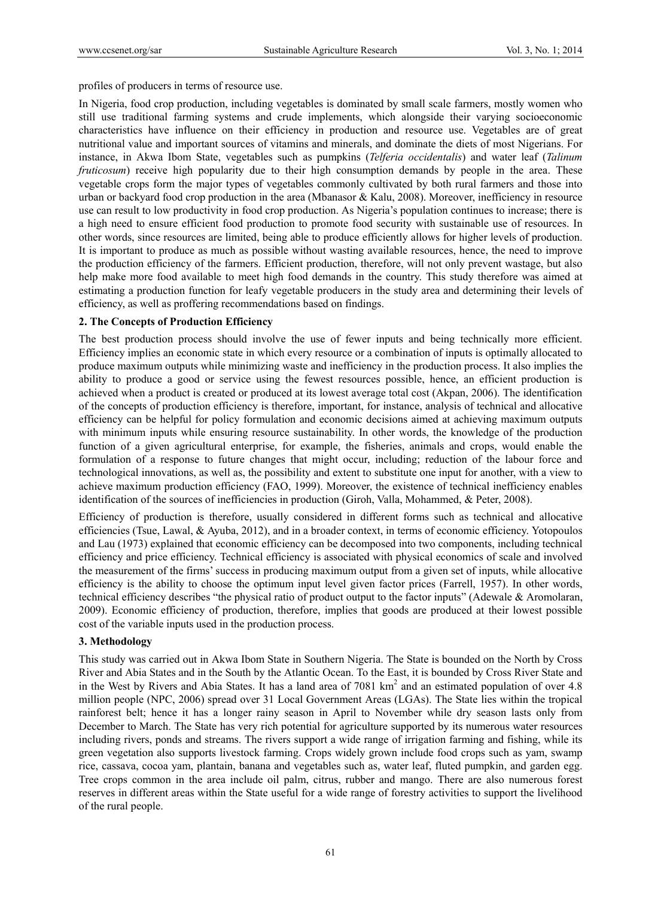profiles of producers in terms of resource use.

In Nigeria, food crop production, including vegetables is dominated by small scale farmers, mostly women who still use traditional farming systems and crude implements, which alongside their varying socioeconomic characteristics have influence on their efficiency in production and resource use. Vegetables are of great nutritional value and important sources of vitamins and minerals, and dominate the diets of most Nigerians. For instance, in Akwa Ibom State, vegetables such as pumpkins (*Telferia occidentalis*) and water leaf (*Talinum fruticosum*) receive high popularity due to their high consumption demands by people in the area. These vegetable crops form the major types of vegetables commonly cultivated by both rural farmers and those into urban or backyard food crop production in the area (Mbanasor & Kalu, 2008). Moreover, inefficiency in resource use can result to low productivity in food crop production. As Nigeria's population continues to increase; there is a high need to ensure efficient food production to promote food security with sustainable use of resources. In other words, since resources are limited, being able to produce efficiently allows for higher levels of production. It is important to produce as much as possible without wasting available resources, hence, the need to improve the production efficiency of the farmers. Efficient production, therefore, will not only prevent wastage, but also help make more food available to meet high food demands in the country. This study therefore was aimed at estimating a production function for leafy vegetable producers in the study area and determining their levels of efficiency, as well as proffering recommendations based on findings.

## 2. The Concepts of Production Efficiency

The best production process should involve the use of fewer inputs and being technically more efficient. Efficiency implies an economic state in which every resource or a combination of inputs is optimally allocated to produce maximum outputs while minimizing waste and inefficiency in the production process. It also implies the ability to produce a good or service using the fewest resources possible, hence, an efficient production is achieved when a product is created or produced at its lowest average total cost (Akpan, 2006). The identification of the concepts of production efficiency is therefore, important, for instance, analysis of technical and allocative efficiency can be helpful for policy formulation and economic decisions aimed at achieving maximum outputs with minimum inputs while ensuring resource sustainability. In other words, the knowledge of the production function of a given agricultural enterprise, for example, the fisheries, animals and crops, would enable the formulation of a response to future changes that might occur, including; reduction of the labour force and technological innovations, as well as, the possibility and extent to substitute one input for another, with a view to achieve maximum production efficiency (FAO, 1999). Moreover, the existence of technical inefficiency enables identification of the sources of inefficiencies in production (Giroh, Valla, Mohammed, & Peter, 2008).

Efficiency of production is therefore, usually considered in different forms such as technical and allocative efficiencies (Tsue, Lawal, & Ayuba, 2012), and in a broader context, in terms of economic efficiency. Yotopoulos and Lau (1973) explained that economic efficiency can be decomposed into two components, including technical efficiency and price efficiency. Technical efficiency is associated with physical economics of scale and involved the measurement of the firms' success in producing maximum output from a given set of inputs, while allocative efficiency is the ability to choose the optimum input level given factor prices (Farrell, 1957). In other words, technical efficiency describes "the physical ratio of product output to the factor inputs" (Adewale & Aromolaran, 2009). Economic efficiency of production, therefore, implies that goods are produced at their lowest possible cost of the variable inputs used in the production process.

## 3. Methodology

This study was carried out in Akwa Ibom State in Southern Nigeria. The State is bounded on the North by Cross River and Abia States and in the South by the Atlantic Ocean. To the East, it is bounded by Cross River State and in the West by Rivers and Abia States. It has a land area of 7081 $km^2$ and an estimated population of over 4.8 million people (NPC, 2006) spread over 31 Local Government Areas (LGAs). The State lies within the tropical rainforest belt; hence it has a longer rainy season in April to November while dry season lasts only from December to March. The State has very rich potential for agriculture supported by its numerous water resources including rivers, ponds and streams. The rivers support a wide range of irrigation farming and fishing, while its green vegetation also supports livestock farming. Crops widely grown include food crops such as yam, swamp rice, cassava, cocoa yam, plantain, banana and vegetables such as, water leaf, fluted pumpkin, and garden egg. Tree crops common in the area include oil palm, citrus, rubber and mango. There are also numerous forest reserves in different areas within the State useful for a wide range of forestry activities to support the livelihood of the rural people.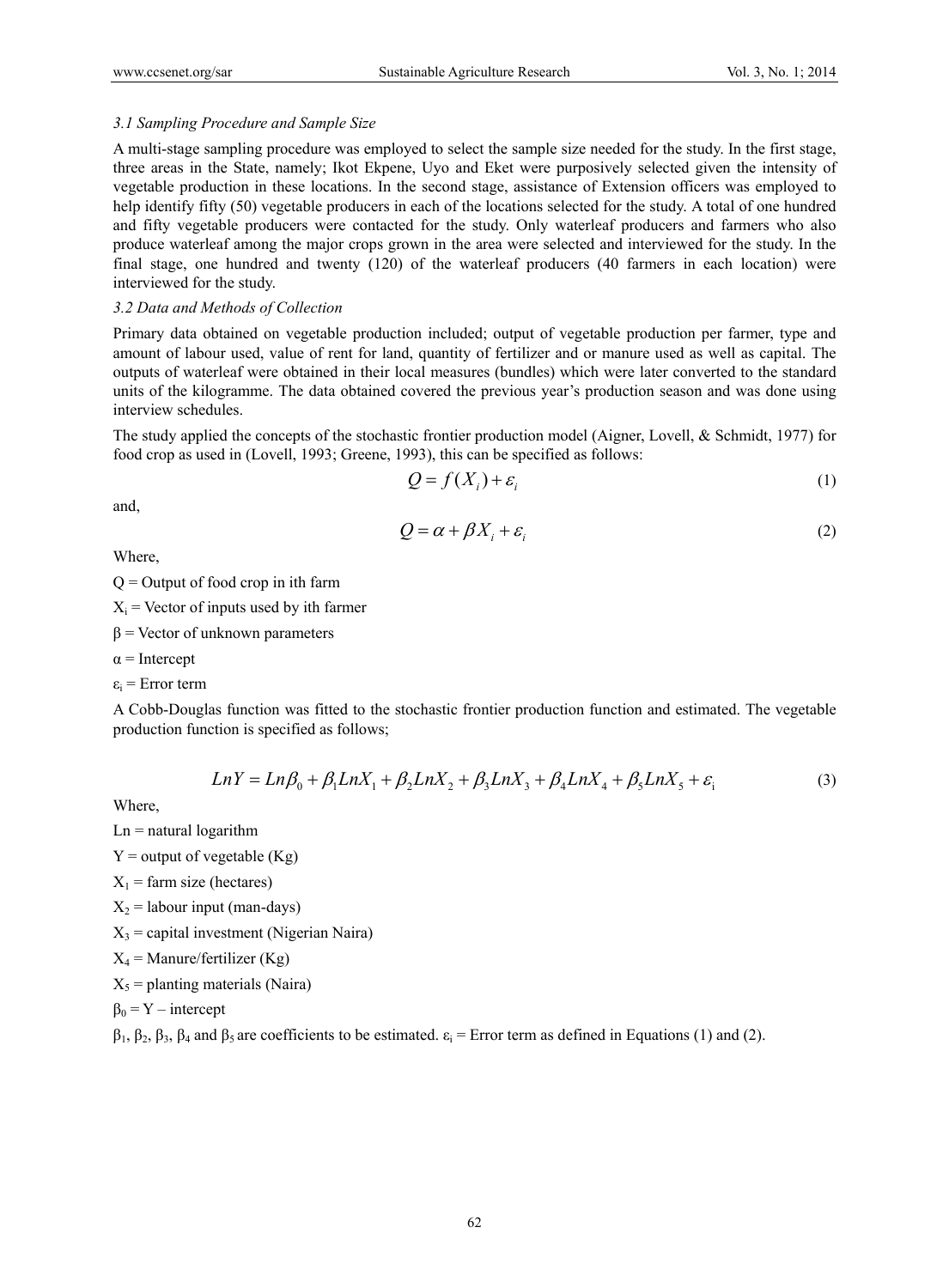### *3.1 Sampling Procedure and Sample Size*

A multi-stage sampling procedure was employed to select the sample size needed for the study. In the first stage, three areas in the State, namely; Ikot Ekpene, Uyo and Eket were purposively selected given the intensity of vegetable production in these locations. In the second stage, assistance of Extension officers was employed to help identify fifty (50) vegetable producers in each of the locations selected for the study. A total of one hundred and fifty vegetable producers were contacted for the study. Only waterleaf producers and farmers who also produce waterleaf among the major crops grown in the area were selected and interviewed for the study. In the final stage, one hundred and twenty (120) of the waterleaf producers (40 farmers in each location) were interviewed for the study.

### *3.2 Data and Methods of Collection*

Primary data obtained on vegetable production included; output of vegetable production per farmer, type and amount of labour used, value of rent for land, quantity of fertilizer and or manure used as well as capital. The outputs of waterleaf were obtained in their local measures (bundles) which were later converted to the standard units of the kilogramme. The data obtained covered the previous year's production season and was done using interview schedules.

The study applied the concepts of the stochastic frontier production model (Aigner, Lovell, & Schmidt, 1977) for food crop as used in (Lovell, 1993; Greene, 1993), this can be specified as follows:

$$Q = f(X_i) + \varepsilon_i \tag{1}$$

and,

$$Q = \alpha + \beta X_i + \varepsilon_i \tag{2}$$

Where,

Q = Output of food crop in ith farm

$X_i$ = Vector of inputs used by ith farmer

$\beta$ = Vector of unknown parameters

$\alpha$ = Intercept

$\varepsilon_i$ = Error term

A Cobb-Douglas function was fitted to the stochastic frontier production function and estimated. The vegetable production function is specified as follows;

$$LnY = Ln\beta_0 + \beta_1 LnX_1 + \beta_2 LnX_2 + \beta_3 LnX_3 + \beta_4 LnX_4 + \beta_5 LnX_5 + \varepsilon_i \tag{3}$$

Where,

Ln = natural logarithm

Y = output of vegetable (Kg)

$X_1$ = farm size (hectares)

$X_2$ = labour input (man-days)

$X_3$ = capital investment (Nigerian Naira)

$X_4$ = Manure/fertilizer (Kg)

$X_5$ = planting materials (Naira)

$\beta_0$ = Y – intercept

$\beta_1$, $\beta_2$, $\beta_3$, $\beta_4$ and $\beta_5$ are coefficients to be estimated. $\varepsilon_i$ = Error term as defined in Equations (1) and (2).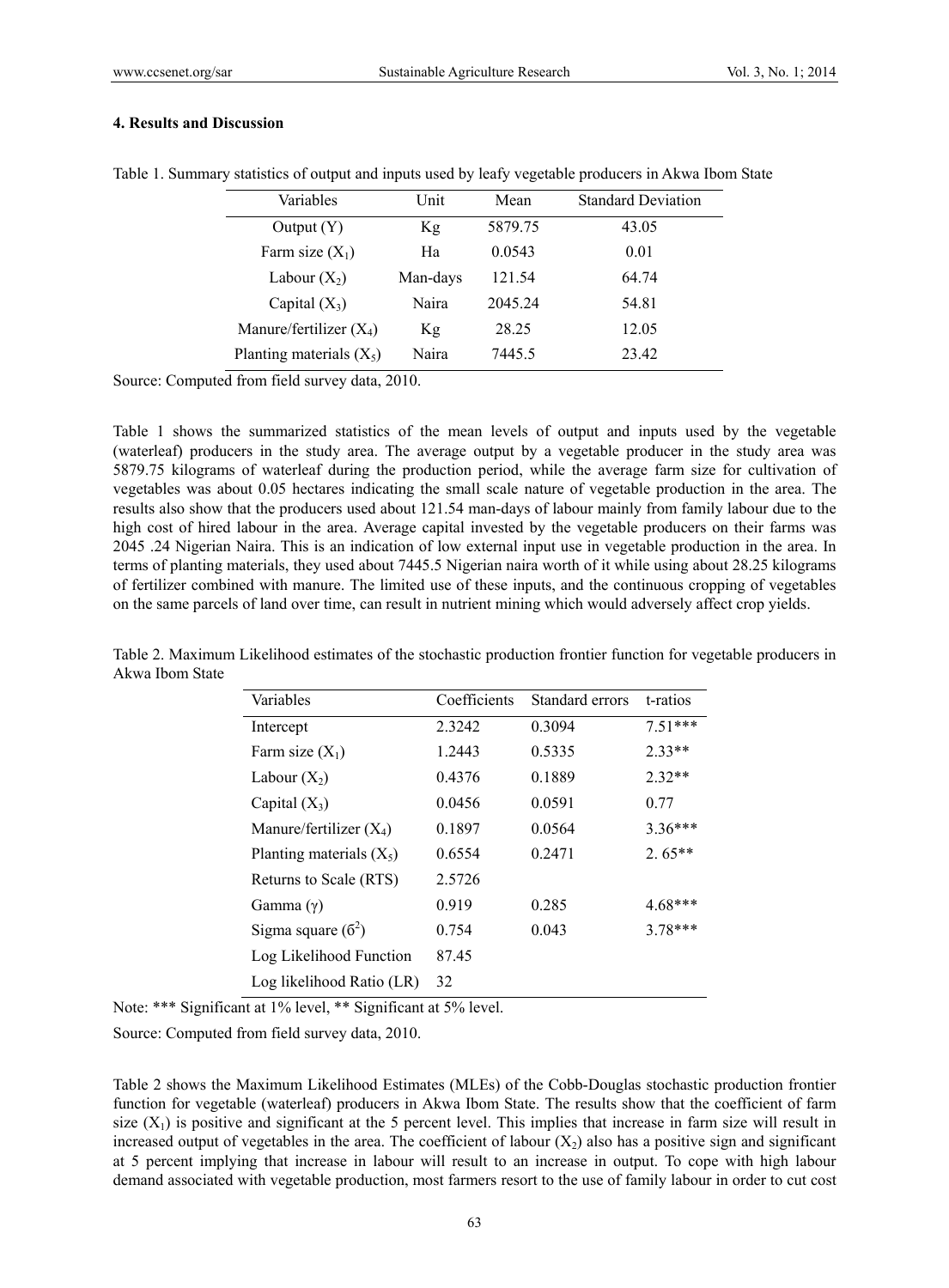## 4. Results and Discussion

Table 1. Summary statistics of output and inputs used by leafy vegetable producers in Akwa Ibom State

| Variables | Unit | Mean | Standard Deviation |
|---|---|---|---|
| Output (Y) | Kg | 5879.75 | 43.05 |
| Farm size ($X_1$) | Ha | 0.0543 | 0.01 |
| Labour ($X_2$) | Man-days | 121.54 | 64.74 |
| Capital ($X_3$) | Naira | 2045.24 | 54.81 |
| Manure/fertilizer ($X_4$) | Kg | 28.25 | 12.05 |
| Planting materials ($X_5$) | Naira | 7445.5 | 23.42 |

Source: Computed from field survey data, 2010.

Table 1 shows the summarized statistics of the mean levels of output and inputs used by the vegetable (waterleaf) producers in the study area. The average output by a vegetable producer in the study area was 5879.75 kilograms of waterleaf during the production period, while the average farm size for cultivation of vegetables was about 0.05 hectares indicating the small scale nature of vegetable production in the area. The results also show that the producers used about 121.54 man-days of labour mainly from family labour due to the high cost of hired labour in the area. Average capital invested by the vegetable producers on their farms was 2045 .24 Nigerian Naira. This is an indication of low external input use in vegetable production in the area. In terms of planting materials, they used about 7445.5 Nigerian naira worth of it while using about 28.25 kilograms of fertilizer combined with manure. The limited use of these inputs, and the continuous cropping of vegetables on the same parcels of land over time, can result in nutrient mining which would adversely affect crop yields.

Table 2. Maximum Likelihood estimates of the stochastic production frontier function for vegetable producers in Akwa Ibom State

| Variables | Coefficients | Standard errors | t-ratios |
|---|---|---|---|
| Intercept | 2.3242 | 0.3094 | 7.51*** |
| Farm size ($X_1$) | 1.2443 | 0.5335 | 2.33** |
| Labour ($X_2$) | 0.4376 | 0.1889 | 2.32** |
| Capital ($X_3$) | 0.0456 | 0.0591 | 0.77 |
| Manure/fertilizer ($X_4$) | 0.1897 | 0.0564 | 3.36*** |
| Planting materials ($X_5$) | 0.6554 | 0.2471 | 2. 65** |
| Returns to Scale (RTS) | 2.5726 | | |
| Gamma ($\gamma$) | 0.919 | 0.285 | 4.68*** |
| Sigma square ($\sigma^2$) | 0.754 | 0.043 | 3.78*** |
| Log Likelihood Function | 87.45 | | |
| Log likelihood Ratio (LR) | 32 | | |

Note: *** Significant at 1% level, ** Significant at 5% level.

Source: Computed from field survey data, 2010.

Table 2 shows the Maximum Likelihood Estimates (MLEs) of the Cobb-Douglas stochastic production frontier function for vegetable (waterleaf) producers in Akwa Ibom State. The results show that the coefficient of farm size ($X_1$) is positive and significant at the 5 percent level. This implies that increase in farm size will result in increased output of vegetables in the area. The coefficient of labour ($X_2$) also has a positive sign and significant at 5 percent implying that increase in labour will result to an increase in output. To cope with high labour demand associated with vegetable production, most farmers resort to the use of family labour in order to cut cost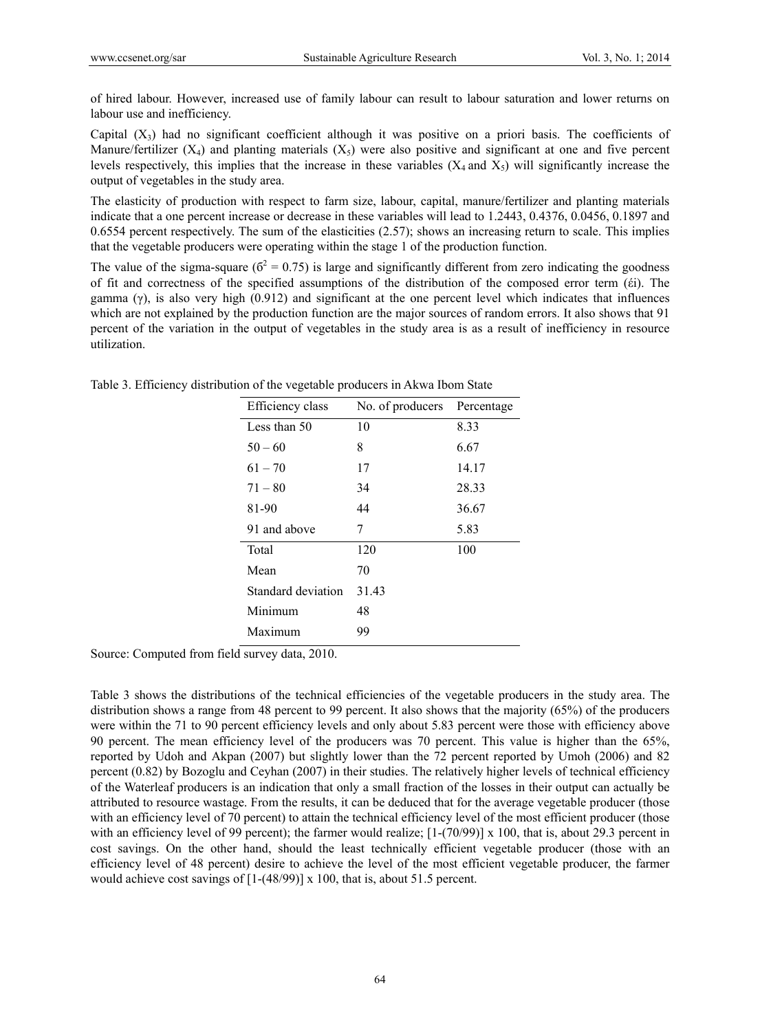of hired labour. However, increased use of family labour can result to labour saturation and lower returns on labour use and inefficiency.

Capital ($X_3$) had no significant coefficient although it was positive on a priori basis. The coefficients of Manure/fertilizer ($X_4$) and planting materials ($X_5$) were also positive and significant at one and five percent levels respectively, this implies that the increase in these variables ($X_4$ and $X_5$) will significantly increase the output of vegetables in the study area.

The elasticity of production with respect to farm size, labour, capital, manure/fertilizer and planting materials indicate that a one percent increase or decrease in these variables will lead to 1.2443, 0.4376, 0.0456, 0.1897 and 0.6554 percent respectively. The sum of the elasticities (2.57); shows an increasing return to scale. This implies that the vegetable producers were operating within the stage 1 of the production function.

The value of the sigma-square ($\delta^2 = 0.75$) is large and significantly different from zero indicating the goodness of fit and correctness of the specified assumptions of the distribution of the composed error term (έi). The gamma ($\gamma$), is also very high (0.912) and significant at the one percent level which indicates that influences which are not explained by the production function are the major sources of random errors. It also shows that 91 percent of the variation in the output of vegetables in the study area is as a result of inefficiency in resource utilization.

Table 3. Efficiency distribution of the vegetable producers in Akwa Ibom State

| Efficiency class | No. of producers | Percentage |
|---|---|---|
| Less than 50 | 10 | 8.33 |
| 50 – 60 | 8 | 6.67 |
| 61 – 70 | 17 | 14.17 |
| 71 – 80 | 34 | 28.33 |
| 81-90 | 44 | 36.67 |
| 91 and above | 7 | 5.83 |
| Total | 120 | 100 |
| Mean | 70 | |
| Standard deviation | 31.43 | |
| Minimum | 48 | |
| Maximum | 99 | |

Source: Computed from field survey data, 2010.

Table 3 shows the distributions of the technical efficiencies of the vegetable producers in the study area. The distribution shows a range from 48 percent to 99 percent. It also shows that the majority (65%) of the producers were within the 71 to 90 percent efficiency levels and only about 5.83 percent were those with efficiency above 90 percent. The mean efficiency level of the producers was 70 percent. This value is higher than the 65%, reported by Udoh and Akpan (2007) but slightly lower than the 72 percent reported by Umoh (2006) and 82 percent (0.82) by Bozoglu and Ceyhan (2007) in their studies. The relatively higher levels of technical efficiency of the Waterleaf producers is an indication that only a small fraction of the losses in their output can actually be attributed to resource wastage. From the results, it can be deduced that for the average vegetable producer (those with an efficiency level of 70 percent) to attain the technical efficiency level of the most efficient producer (those with an efficiency level of 99 percent); the farmer would realize; $[1-(70/99)] \times 100$, that is, about 29.3 percent in cost savings. On the other hand, should the least technically efficient vegetable producer (those with an efficiency level of 48 percent) desire to achieve the level of the most efficient vegetable producer, the farmer would achieve cost savings of $[1-(48/99)] \times 100$, that is, about 51.5 percent.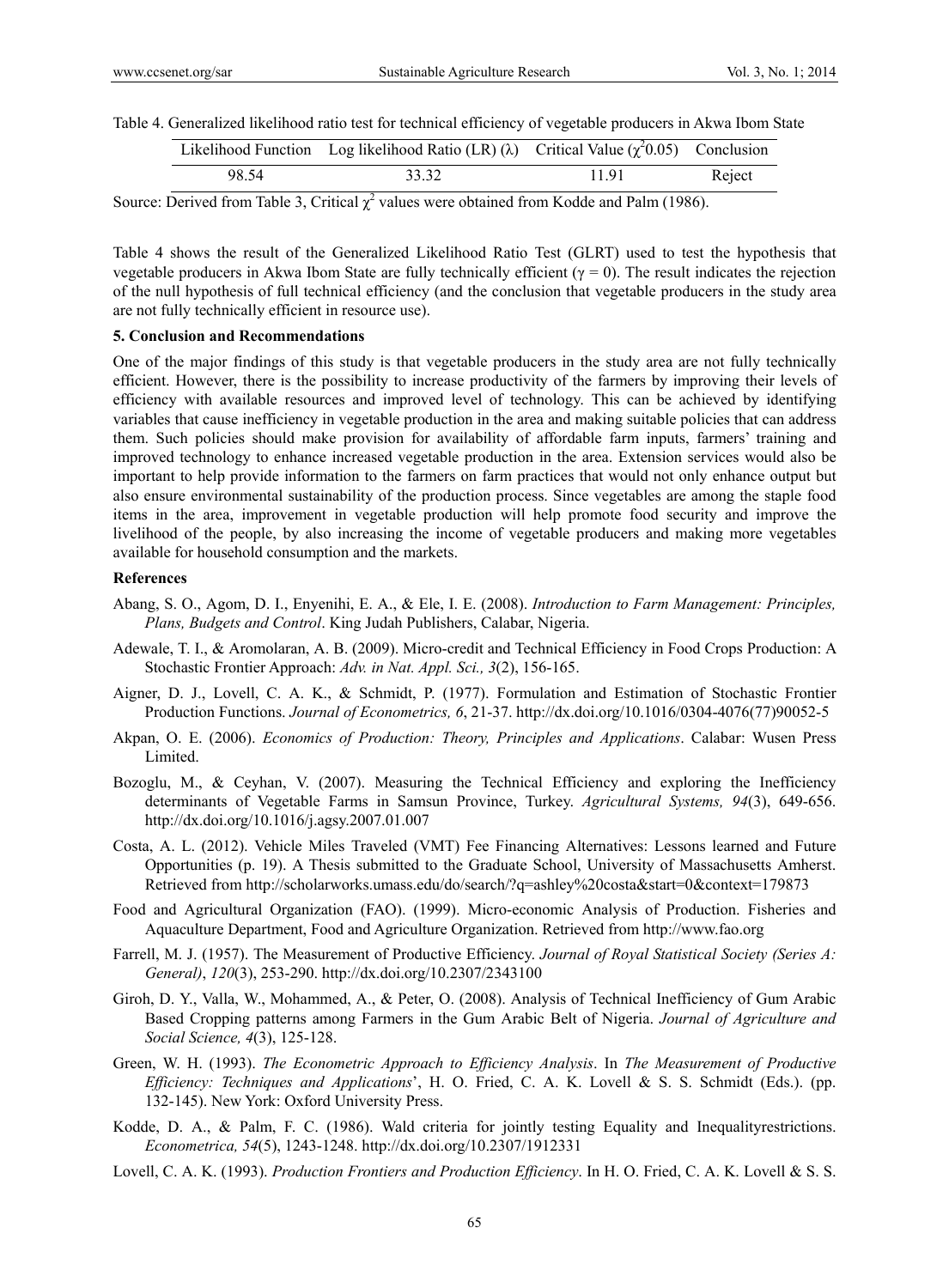Table 4. Generalized likelihood ratio test for technical efficiency of vegetable producers in Akwa Ibom State

| Likelihood Function | Log likelihood Ratio (LR) ($\lambda$) | Critical Value ($\chi^2$0.05) | Conclusion |
|---|---|---|---|
| 98.54 | 33.32 | 11.91 | Reject |

Source: Derived from Table 3, Critical $\chi^2$ values were obtained from Kodde and Palm (1986).

Table 4 shows the result of the Generalized Likelihood Ratio Test (GLRT) used to test the hypothesis that vegetable producers in Akwa Ibom State are fully technically efficient ($\gamma = 0$). The result indicates the rejection of the null hypothesis of full technical efficiency (and the conclusion that vegetable producers in the study area are not fully technically efficient in resource use).

## 5. Conclusion and Recommendations

One of the major findings of this study is that vegetable producers in the study area are not fully technically efficient. However, there is the possibility to increase productivity of the farmers by improving their levels of efficiency with available resources and improved level of technology. This can be achieved by identifying variables that cause inefficiency in vegetable production in the area and making suitable policies that can address them. Such policies should make provision for availability of affordable farm inputs, farmers' training and improved technology to enhance increased vegetable production in the area. Extension services would also be important to help provide information to the farmers on farm practices that would not only enhance output but also ensure environmental sustainability of the production process. Since vegetables are among the staple food items in the area, improvement in vegetable production will help promote food security and improve the livelihood of the people, by also increasing the income of vegetable producers and making more vegetables available for household consumption and the markets.

## References

Abang, S. O., Agom, D. I., Enyenihi, E. A., & Ele, I. E. (2008). *Introduction to Farm Management: Principles, Plans, Budgets and Control*. King Judah Publishers, Calabar, Nigeria.

Adewale, T. I., & Aromolaran, A. B. (2009). Micro-credit and Technical Efficiency in Food Crops Production: A Stochastic Frontier Approach: *Adv. in Nat. Appl. Sci., 3*(2), 156-165.

Aigner, D. J., Lovell, C. A. K., & Schmidt, P. (1977). Formulation and Estimation of Stochastic Frontier Production Functions. *Journal of Econometrics, 6*, 21-37. http://dx.doi.org/10.1016/0304-4076(77)90052-5

Akpan, O. E. (2006). *Economics of Production: Theory, Principles and Applications*. Calabar: Wusen Press Limited.

Bozoglu, M., & Ceyhan, V. (2007). Measuring the Technical Efficiency and exploring the Inefficiency determinants of Vegetable Farms in Samsun Province, Turkey. *Agricultural Systems, 94*(3), 649-656. http://dx.doi.org/10.1016/j.agsy.2007.01.007

Costa, A. L. (2012). Vehicle Miles Traveled (VMT) Fee Financing Alternatives: Lessons learned and Future Opportunities (p. 19). A Thesis submitted to the Graduate School, University of Massachusetts Amherst. Retrieved from http://scholarworks.umass.edu/do/search/?q=ashley%20costa&start=0&context=179873

Food and Agricultural Organization (FAO). (1999). Micro-economic Analysis of Production. Fisheries and Aquaculture Department, Food and Agriculture Organization. Retrieved from http://www.fao.org

Farrell, M. J. (1957). The Measurement of Productive Efficiency. *Journal of Royal Statistical Society (Series A: General)*, *120*(3), 253-290. http://dx.doi.org/10.2307/2343100

Giroh, D. Y., Valla, W., Mohammed, A., & Peter, O. (2008). Analysis of Technical Inefficiency of Gum Arabic Based Cropping patterns among Farmers in the Gum Arabic Belt of Nigeria. *Journal of Agriculture and Social Science, 4*(3), 125-128.

Green, W. H. (1993). *The Econometric Approach to Efficiency Analysis*. In *The Measurement of Productive Efficiency: Techniques and Applications*', H. O. Fried, C. A. K. Lovell & S. S. Schmidt (Eds.). (pp. 132-145). New York: Oxford University Press.

Kodde, D. A., & Palm, F. C. (1986). Wald criteria for jointly testing Equality and Inequalityrestrictions. *Econometrica, 54*(5), 1243-1248. http://dx.doi.org/10.2307/1912331

Lovell, C. A. K. (1993). *Production Frontiers and Production Efficiency*. In H. O. Fried, C. A. K. Lovell & S. S.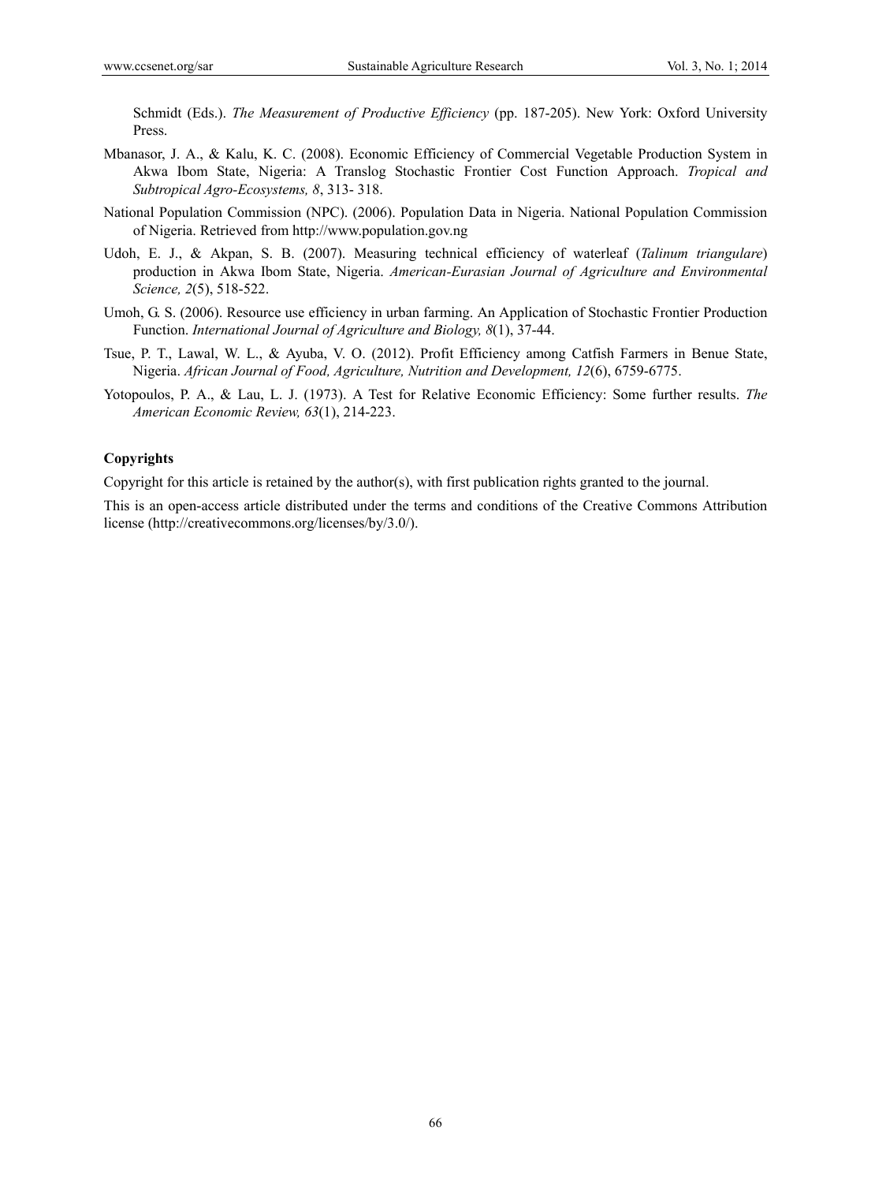Schmidt (Eds.). *The Measurement of Productive Efficiency* (pp. 187-205). New York: Oxford University Press.

Mbanasor, J. A., & Kalu, K. C. (2008). Economic Efficiency of Commercial Vegetable Production System in Akwa Ibom State, Nigeria: A Translog Stochastic Frontier Cost Function Approach. *Tropical and Subtropical Agro-Ecosystems, 8*, 313- 318.

National Population Commission (NPC). (2006). Population Data in Nigeria. National Population Commission of Nigeria. Retrieved from http://www.population.gov.ng

Udoh, E. J., & Akpan, S. B. (2007). Measuring technical efficiency of waterleaf (*Talinum triangulare*) production in Akwa Ibom State, Nigeria. *American-Eurasian Journal of Agriculture and Environmental Science, 2*(5), 518-522.

Umoh, G. S. (2006). Resource use efficiency in urban farming. An Application of Stochastic Frontier Production Function. *International Journal of Agriculture and Biology, 8*(1), 37-44.

Tsue, P. T., Lawal, W. L., & Ayuba, V. O. (2012). Profit Efficiency among Catfish Farmers in Benue State, Nigeria. *African Journal of Food, Agriculture, Nutrition and Development, 12*(6), 6759-6775.

Yotopoulos, P. A., & Lau, L. J. (1973). A Test for Relative Economic Efficiency: Some further results. *The American Economic Review, 63*(1), 214-223.

**Copyrights**

Copyright for this article is retained by the author(s), with first publication rights granted to the journal.

This is an open-access article distributed under the terms and conditions of the Creative Commons Attribution license (http://creativecommons.org/licenses/by/3.0/).